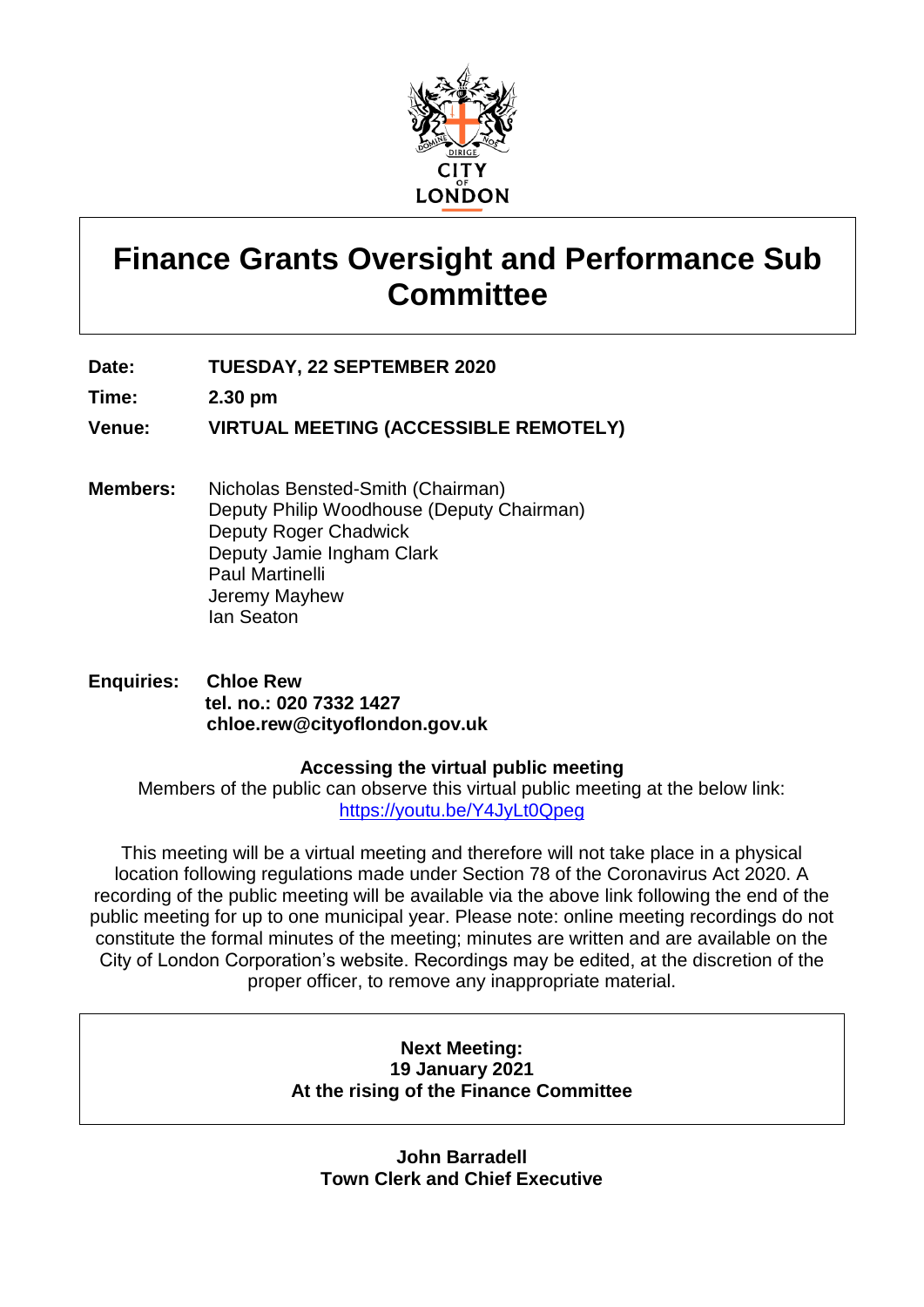# Finance Grants Oversight and Performance Sub Committee

**Date:** TUESDAY, 22 SEPTEMBER 2020

**Time:** 2.30 pm

**Venue:** VIRTUAL MEETING (ACCESSIBLE REMOTELY)

**Members:** Nicholas Bensted-Smith (Chairman)
Deputy Philip Woodhouse (Deputy Chairman)
Deputy Roger Chadwick
Deputy Jamie Ingham Clark
Paul Martinelli
Jeremy Mayhew
Ian Seaton

**Enquiries:** **Chloe Rew**
**tel. no.: 020 7332 1427**
**chloe.rew@cityoflondon.gov.uk**

**Accessing the virtual public meeting**

Members of the public can observe this virtual public meeting at the below link:
https://youtu.be/Y4JyLt0Qpeg

This meeting will be a virtual meeting and therefore will not take place in a physical location following regulations made under Section 78 of the Coronavirus Act 2020. A recording of the public meeting will be available via the above link following the end of the public meeting for up to one municipal year. Please note: online meeting recordings do not constitute the formal minutes of the meeting; minutes are written and are available on the City of London Corporation's website. Recordings may be edited, at the discretion of the proper officer, to remove any inappropriate material.

**Next Meeting:**
**19 January 2021**
**At the rising of the Finance Committee**

**John Barradell**
**Town Clerk and Chief Executive**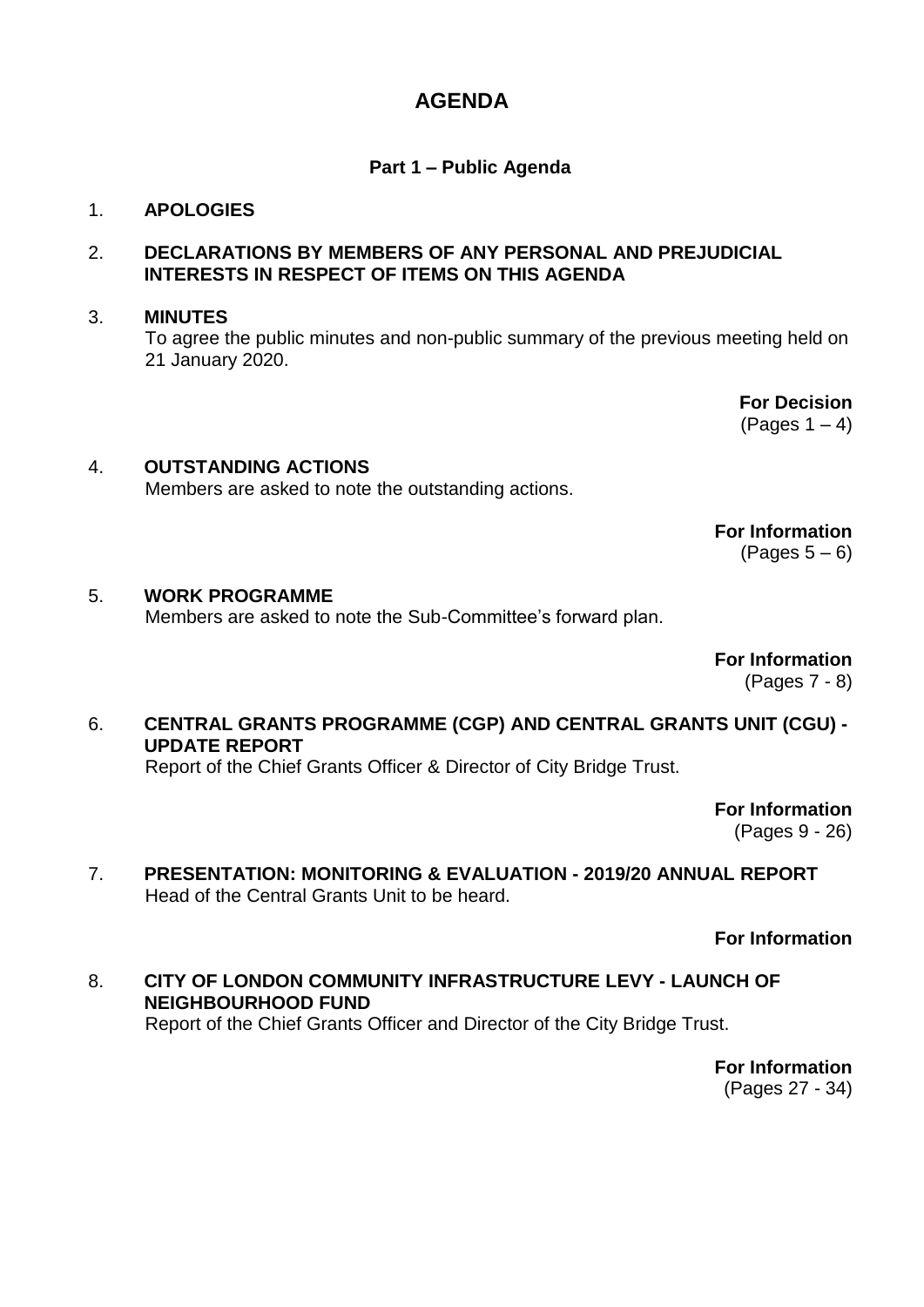# AGENDA

## Part 1 – Public Agenda

1. **APOLOGIES**

2. **DECLARATIONS BY MEMBERS OF ANY PERSONAL AND PREJUDICIAL INTERESTS IN RESPECT OF ITEMS ON THIS AGENDA**

3. **MINUTES**
   To agree the public minutes and non-public summary of the previous meeting held on 21 January 2020.

   **For Decision**
   (Pages 1 – 4)

4. **OUTSTANDING ACTIONS**
   Members are asked to note the outstanding actions.

   **For Information**
   (Pages 5 – 6)

5. **WORK PROGRAMME**
   Members are asked to note the Sub-Committee's forward plan.

   **For Information**
   (Pages 7 - 8)

6. **CENTRAL GRANTS PROGRAMME (CGP) AND CENTRAL GRANTS UNIT (CGU) - UPDATE REPORT**
   Report of the Chief Grants Officer & Director of City Bridge Trust.

   **For Information**
   (Pages 9 - 26)

7. **PRESENTATION: MONITORING & EVALUATION - 2019/20 ANNUAL REPORT**
   Head of the Central Grants Unit to be heard.

   **For Information**

8. **CITY OF LONDON COMMUNITY INFRASTRUCTURE LEVY - LAUNCH OF NEIGHBOURHOOD FUND**
   Report of the Chief Grants Officer and Director of the City Bridge Trust.

   **For Information**
   (Pages 27 - 34)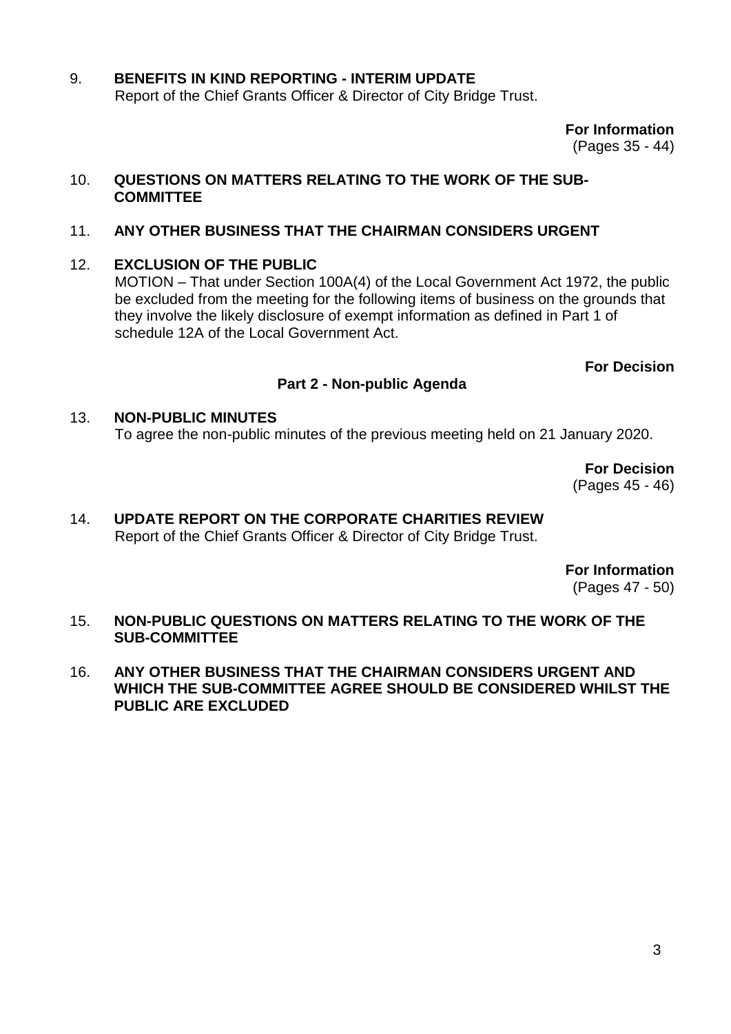9. **BENEFITS IN KIND REPORTING - INTERIM UPDATE**
   Report of the Chief Grants Officer & Director of City Bridge Trust.

   **For Information**
   (Pages 35 - 44)

10. **QUESTIONS ON MATTERS RELATING TO THE WORK OF THE SUB-COMMITTEE**

11. **ANY OTHER BUSINESS THAT THE CHAIRMAN CONSIDERS URGENT**

12. **EXCLUSION OF THE PUBLIC**
    MOTION – That under Section 100A(4) of the Local Government Act 1972, the public be excluded from the meeting for the following items of business on the grounds that they involve the likely disclosure of exempt information as defined in Part 1 of schedule 12A of the Local Government Act.

    **For Decision**

## Part 2 - Non-public Agenda

13. **NON-PUBLIC MINUTES**
    To agree the non-public minutes of the previous meeting held on 21 January 2020.

    **For Decision**
    (Pages 45 - 46)

14. **UPDATE REPORT ON THE CORPORATE CHARITIES REVIEW**
    Report of the Chief Grants Officer & Director of City Bridge Trust.

    **For Information**
    (Pages 47 - 50)

15. **NON-PUBLIC QUESTIONS ON MATTERS RELATING TO THE WORK OF THE SUB-COMMITTEE**

16. **ANY OTHER BUSINESS THAT THE CHAIRMAN CONSIDERS URGENT AND WHICH THE SUB-COMMITTEE AGREE SHOULD BE CONSIDERED WHILST THE PUBLIC ARE EXCLUDED**